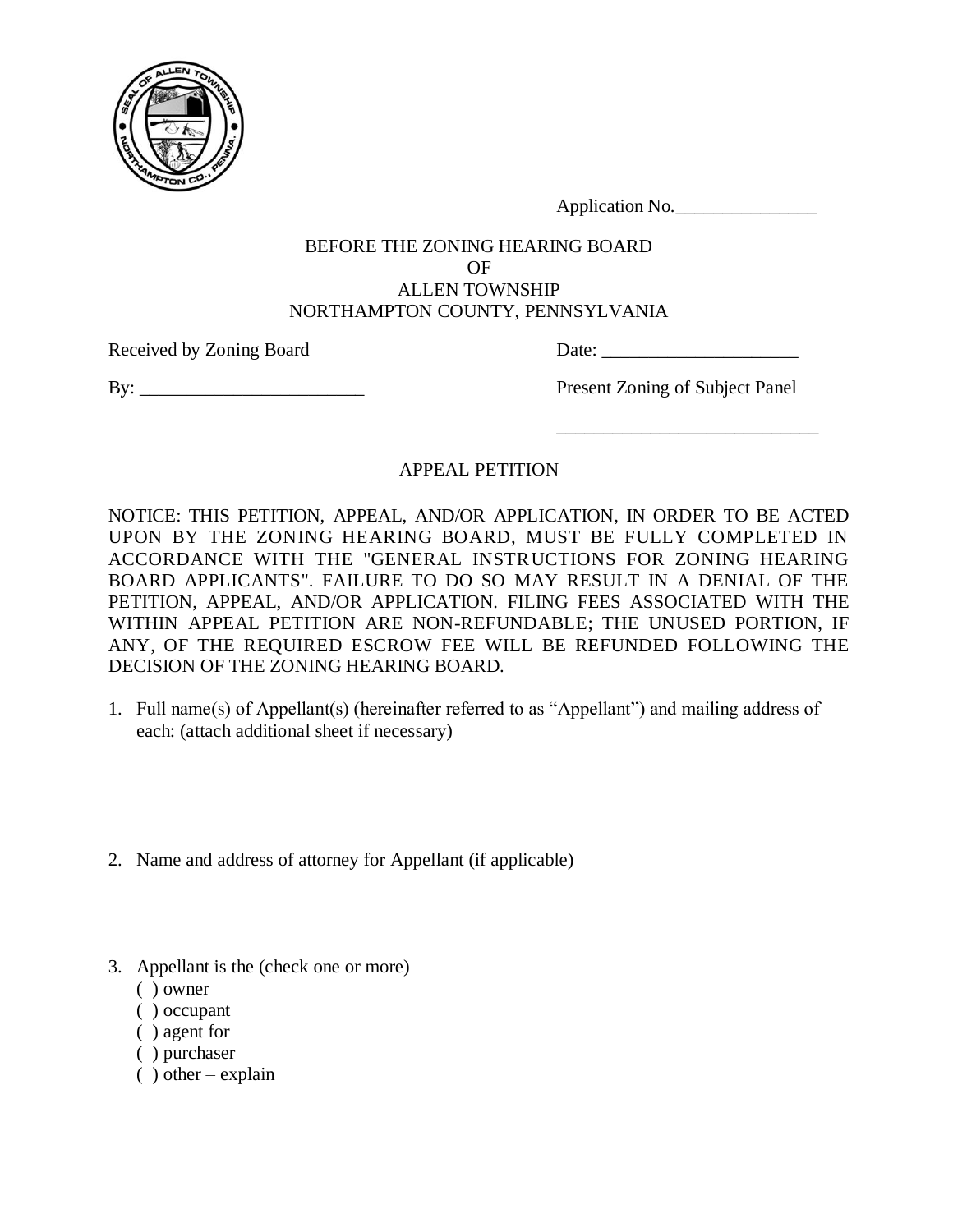Application No.\_\_\_\_\_\_\_\_\_\_\_\_\_\_\_

BEFORE THE ZONING HEARING BOARD
OF
ALLEN TOWNSHIP
NORTHAMPTON COUNTY, PENNSYLVANIA

Received by Zoning Board Date: \_\_\_\_\_\_\_\_\_\_\_\_\_\_\_\_\_\_\_\_\_

By: \_\_\_\_\_\_\_\_\_\_\_\_\_\_\_\_\_\_\_\_\_\_\_\_ Present Zoning of Subject Panel

\_\_\_\_\_\_\_\_\_\_\_\_\_\_\_\_\_\_\_\_\_\_\_\_\_\_\_\_

## APPEAL PETITION

NOTICE: THIS PETITION, APPEAL, AND/OR APPLICATION, IN ORDER TO BE ACTED UPON BY THE ZONING HEARING BOARD, MUST BE FULLY COMPLETED IN ACCORDANCE WITH THE "GENERAL INSTRUCTIONS FOR ZONING HEARING BOARD APPLICANTS". FAILURE TO DO SO MAY RESULT IN A DENIAL OF THE PETITION, APPEAL, AND/OR APPLICATION. FILING FEES ASSOCIATED WITH THE WITHIN APPEAL PETITION ARE NON-REFUNDABLE; THE UNUSED PORTION, IF ANY, OF THE REQUIRED ESCROW FEE WILL BE REFUNDED FOLLOWING THE DECISION OF THE ZONING HEARING BOARD.

1. Full name(s) of Appellant(s) (hereinafter referred to as "Appellant") and mailing address of each: (attach additional sheet if necessary)

2. Name and address of attorney for Appellant (if applicable)

3. Appellant is the (check one or more)
   ( ) owner
   ( ) occupant
   ( ) agent for
   ( ) purchaser
   ( ) other – explain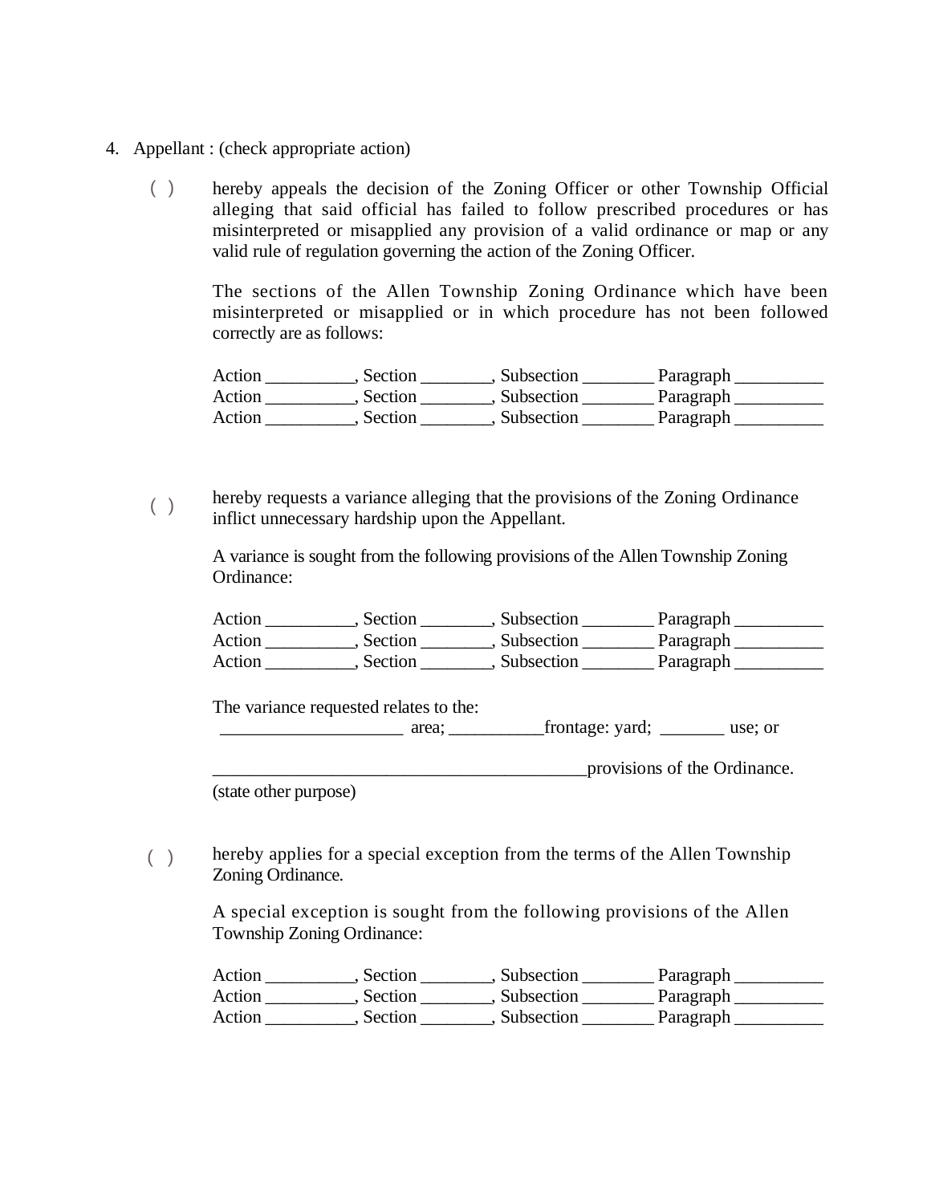4. Appellant : (check appropriate action)

( ) hereby appeals the decision of the Zoning Officer or other Township Official alleging that said official has failed to follow prescribed procedures or has misinterpreted or misapplied any provision of a valid ordinance or map or any valid rule of regulation governing the action of the Zoning Officer.

The sections of the Allen Township Zoning Ordinance which have been misinterpreted or misapplied or in which procedure has not been followed correctly are as follows:

Action __________, Section ________, Subsection ________ Paragraph __________
Action __________, Section ________, Subsection ________ Paragraph __________
Action __________, Section ________, Subsection ________ Paragraph __________

( ) hereby requests a variance alleging that the provisions of the Zoning Ordinance inflict unnecessary hardship upon the Appellant.

A variance is sought from the following provisions of the Allen Township Zoning Ordinance:

Action __________, Section ________, Subsection ________ Paragraph __________
Action __________, Section ________, Subsection ________ Paragraph __________
Action __________, Section ________, Subsection ________ Paragraph __________

The variance requested relates to the:
____________________ area; ___________frontage: yard; _______ use; or

__________________________________________provisions of the Ordinance.
(state other purpose)

( ) hereby applies for a special exception from the terms of the Allen Township Zoning Ordinance.

A special exception is sought from the following provisions of the Allen Township Zoning Ordinance:

Action __________, Section ________, Subsection ________ Paragraph __________
Action __________, Section ________, Subsection ________ Paragraph __________
Action __________, Section ________, Subsection ________ Paragraph __________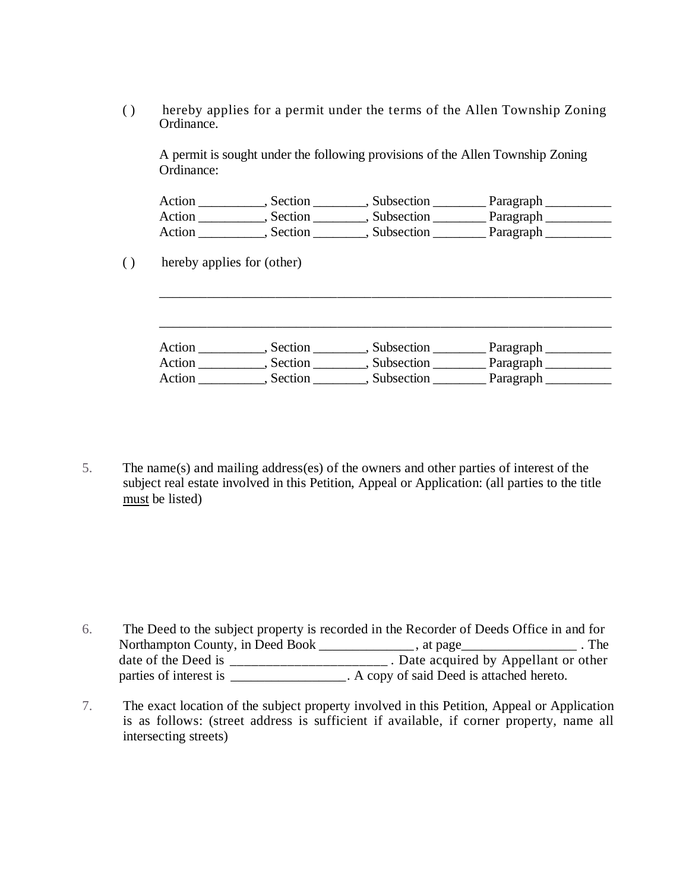( ) hereby applies for a permit under the terms of the Allen Township Zoning Ordinance.

A permit is sought under the following provisions of the Allen Township Zoning Ordinance:

Action __________, Section ________, Subsection ________ Paragraph __________
Action __________, Section ________, Subsection ________ Paragraph __________
Action __________, Section ________, Subsection ________ Paragraph __________

( ) hereby applies for (other)

____________________________________________________________________

____________________________________________________________________

Action __________, Section ________, Subsection ________ Paragraph __________
Action __________, Section ________, Subsection ________ Paragraph __________
Action __________, Section ________, Subsection ________ Paragraph __________

5. The name(s) and mailing address(es) of the owners and other parties of interest of the subject real estate involved in this Petition, Appeal or Application: (all parties to the title <u>must</u> be listed)

6. The Deed to the subject property is recorded in the Recorder of Deeds Office in and for Northampton County, in Deed Book ______________, at page_________________ . The date of the Deed is _______________________ . Date acquired by Appellant or other parties of interest is _________________. A copy of said Deed is attached hereto.

7. The exact location of the subject property involved in this Petition, Appeal or Application is as follows: (street address is sufficient if available, if corner property, name all intersecting streets)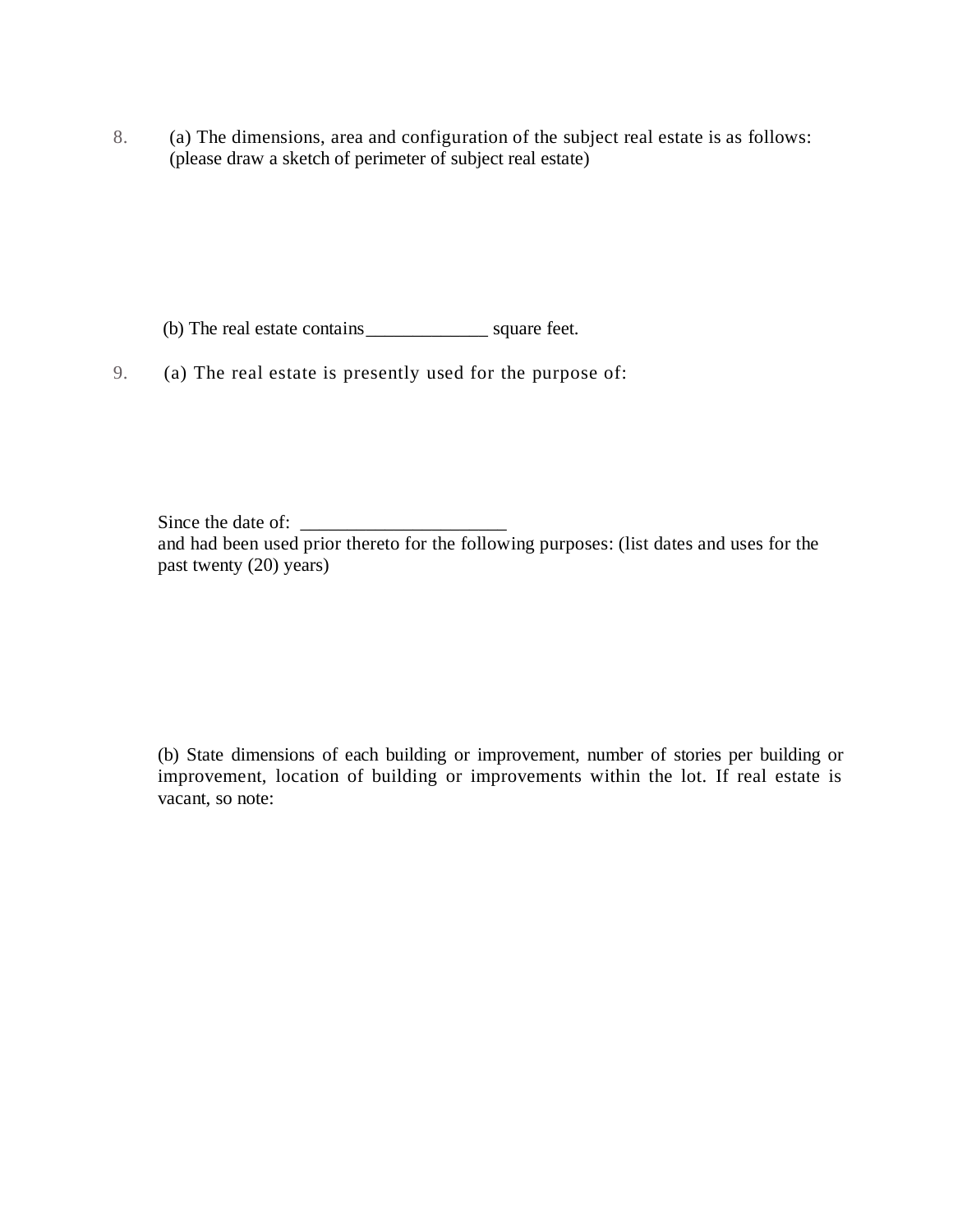8. (a) The dimensions, area and configuration of the subject real estate is as follows: (please draw a sketch of perimeter of subject real estate)

   (b) The real estate contains_____________ square feet.

9. (a) The real estate is presently used for the purpose of:

   Since the date of: _____________________
   and had been used prior thereto for the following purposes: (list dates and uses for the past twenty (20) years)

   (b) State dimensions of each building or improvement, number of stories per building or improvement, location of building or improvements within the lot. If real estate is vacant, so note: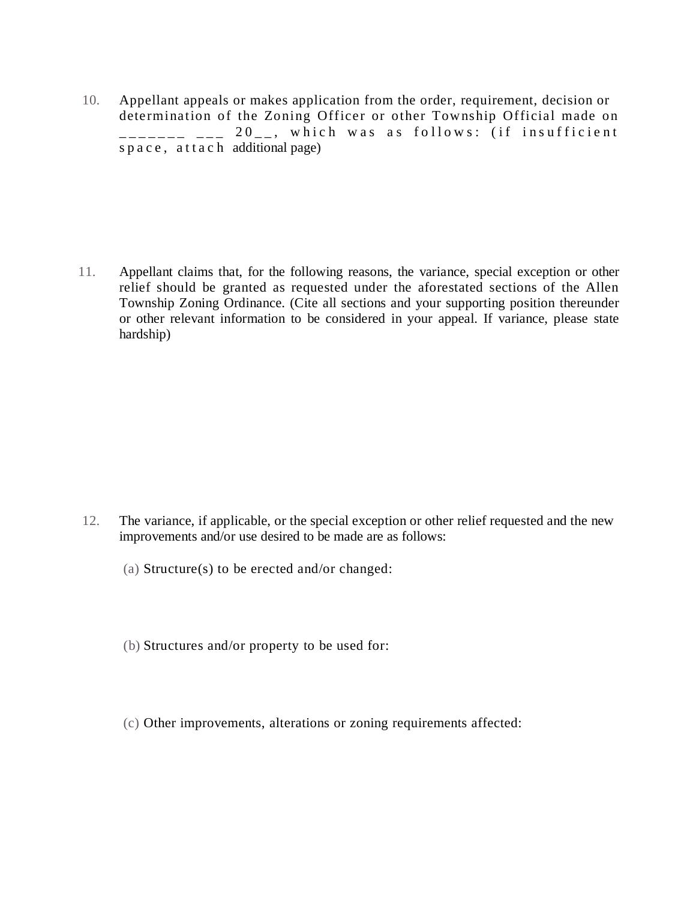10. Appellant appeals or makes application from the order, requirement, decision or determination of the Zoning Officer or other Township Official made on _______ ___ 20__, which was as follows: (if insufficient space, attach additional page)

11. Appellant claims that, for the following reasons, the variance, special exception or other relief should be granted as requested under the aforestated sections of the Allen Township Zoning Ordinance. (Cite all sections and your supporting position thereunder or other relevant information to be considered in your appeal. If variance, please state hardship)

12. The variance, if applicable, or the special exception or other relief requested and the new improvements and/or use desired to be made are as follows:

    (a) Structure(s) to be erected and/or changed:

    (b) Structures and/or property to be used for:

    (c) Other improvements, alterations or zoning requirements affected: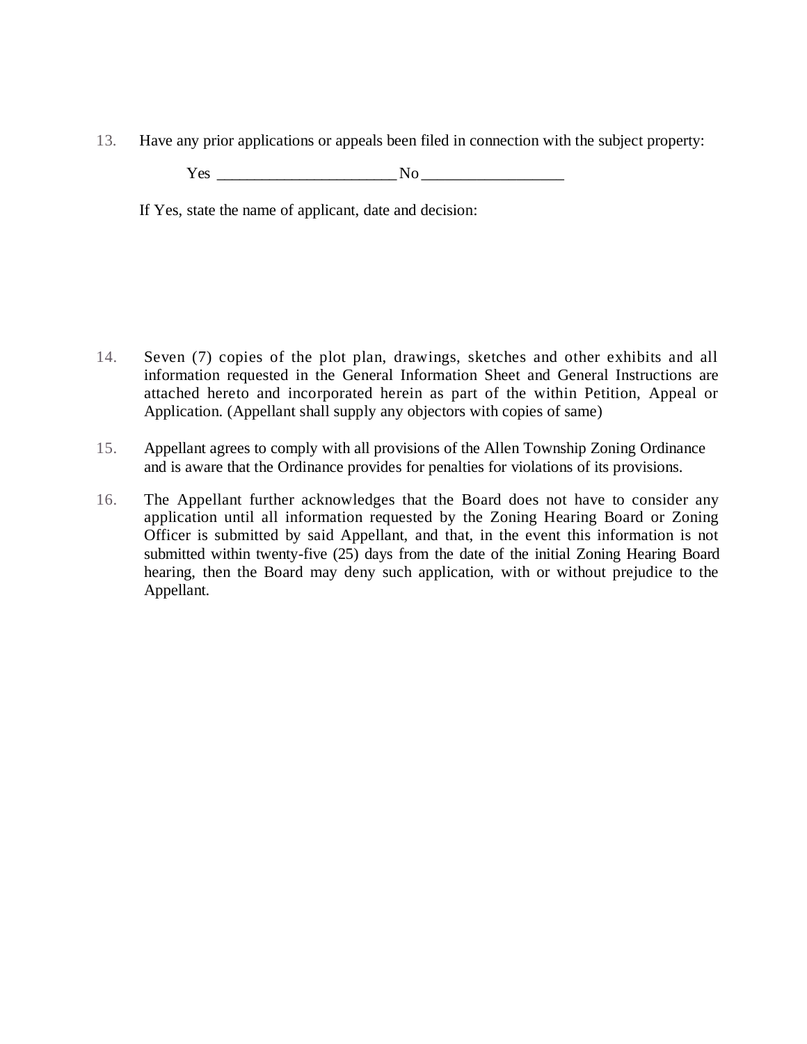13. Have any prior applications or appeals been filed in connection with the subject property:

    Yes ______________________ No _________________

    If Yes, state the name of applicant, date and decision:

14. Seven (7) copies of the plot plan, drawings, sketches and other exhibits and all information requested in the General Information Sheet and General Instructions are attached hereto and incorporated herein as part of the within Petition, Appeal or Application. (Appellant shall supply any objectors with copies of same)

15. Appellant agrees to comply with all provisions of the Allen Township Zoning Ordinance and is aware that the Ordinance provides for penalties for violations of its provisions.

16. The Appellant further acknowledges that the Board does not have to consider any application until all information requested by the Zoning Hearing Board or Zoning Officer is submitted by said Appellant, and that, in the event this information is not submitted within twenty-five (25) days from the date of the initial Zoning Hearing Board hearing, then the Board may deny such application, with or without prejudice to the Appellant.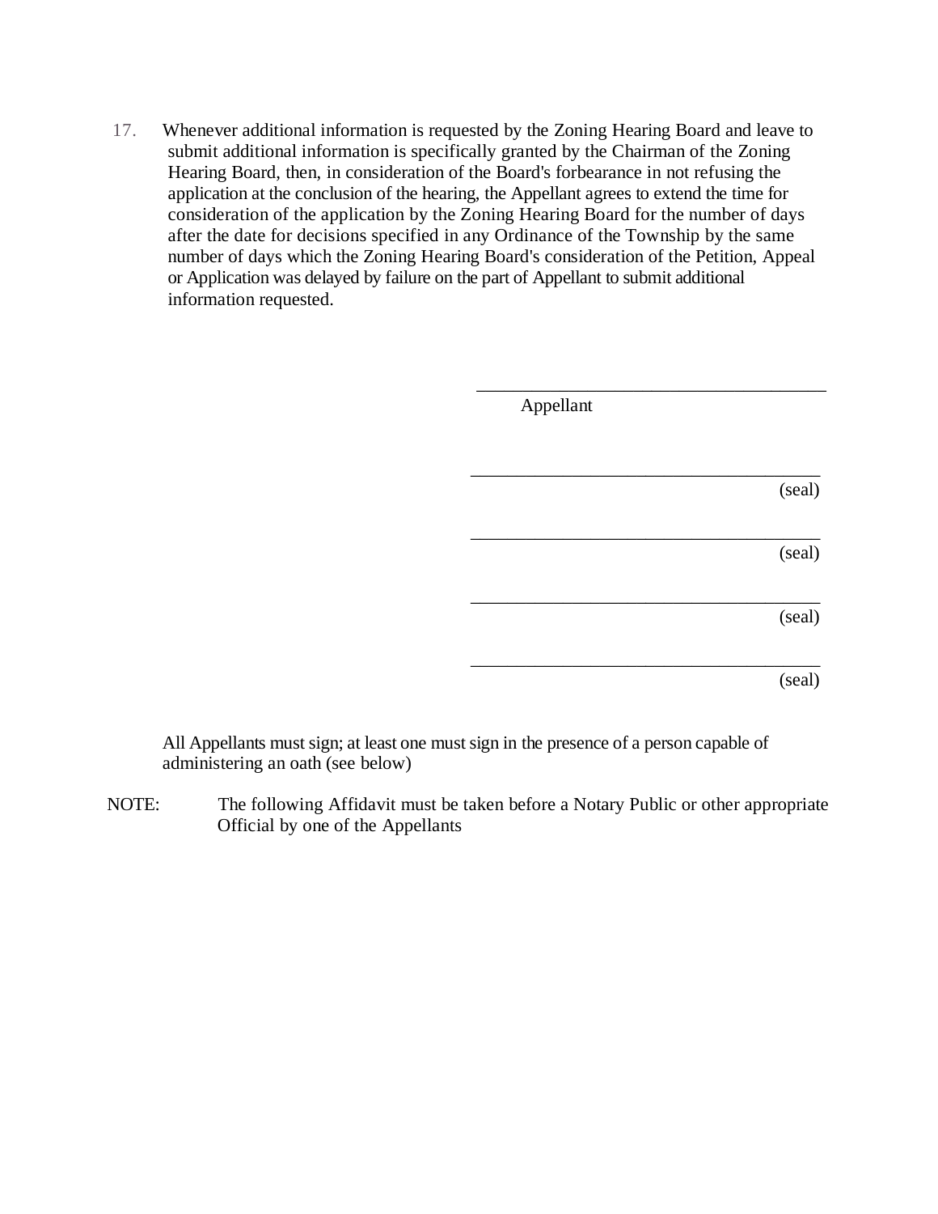17. Whenever additional information is requested by the Zoning Hearing Board and leave to submit additional information is specifically granted by the Chairman of the Zoning Hearing Board, then, in consideration of the Board's forbearance in not refusing the application at the conclusion of the hearing, the Appellant agrees to extend the time for consideration of the application by the Zoning Hearing Board for the number of days after the date for decisions specified in any Ordinance of the Township by the same number of days which the Zoning Hearing Board's consideration of the Petition, Appeal or Application was delayed by failure on the part of Appellant to submit additional information requested.

\_\_\_\_\_\_\_\_\_\_\_\_\_\_\_\_\_\_\_\_\_\_\_\_\_\_\_\_\_\_\_\_\_\_\_\_\_\_\_\_
Appellant

\_\_\_\_\_\_\_\_\_\_\_\_\_\_\_\_\_\_\_\_\_\_\_\_\_\_\_\_\_\_\_\_\_\_\_\_\_\_\_\_ (seal)

\_\_\_\_\_\_\_\_\_\_\_\_\_\_\_\_\_\_\_\_\_\_\_\_\_\_\_\_\_\_\_\_\_\_\_\_\_\_\_\_ (seal)

\_\_\_\_\_\_\_\_\_\_\_\_\_\_\_\_\_\_\_\_\_\_\_\_\_\_\_\_\_\_\_\_\_\_\_\_\_\_\_\_ (seal)

\_\_\_\_\_\_\_\_\_\_\_\_\_\_\_\_\_\_\_\_\_\_\_\_\_\_\_\_\_\_\_\_\_\_\_\_\_\_\_\_ (seal)

All Appellants must sign; at least one must sign in the presence of a person capable of administering an oath (see below)

NOTE: The following Affidavit must be taken before a Notary Public or other appropriate Official by one of the Appellants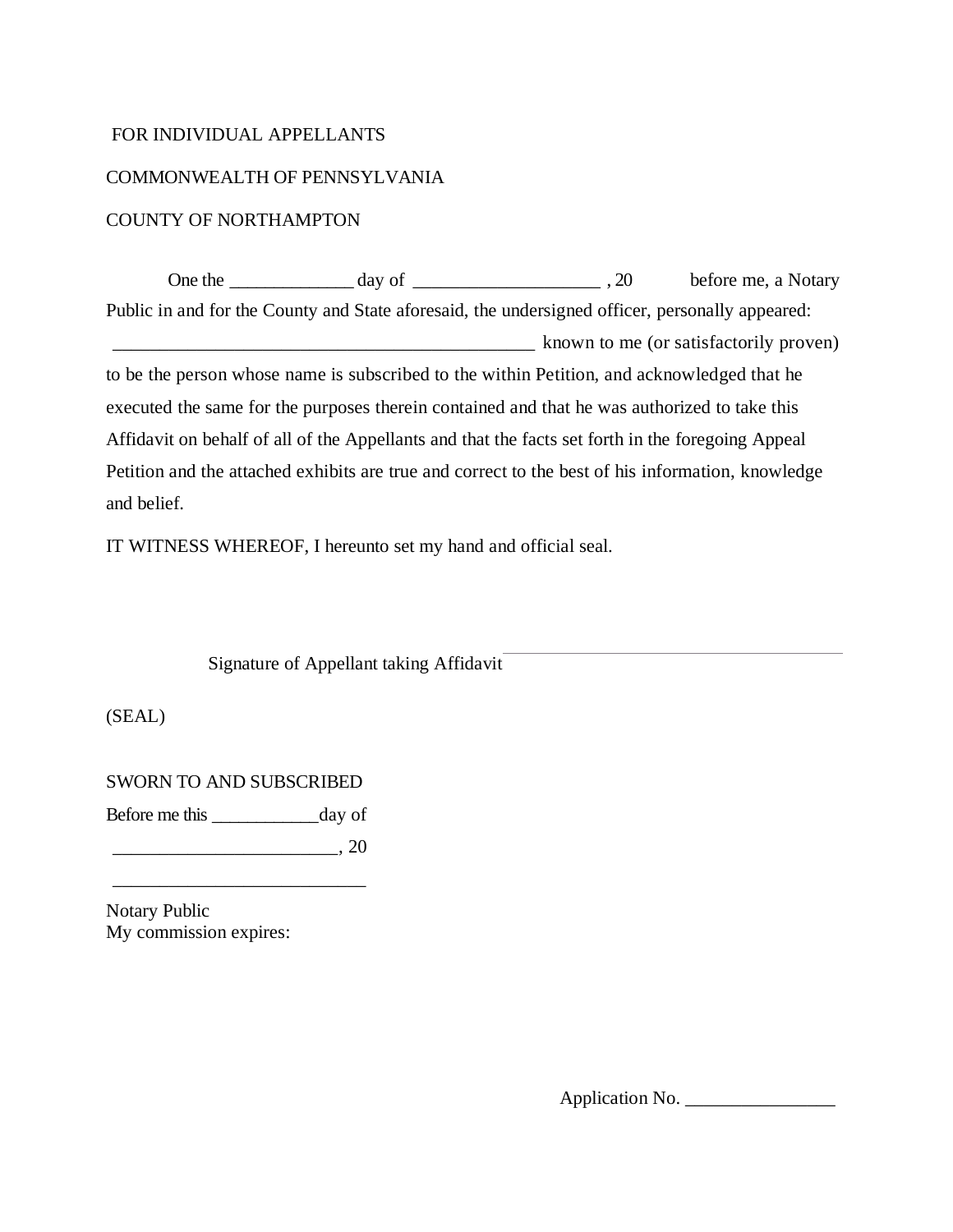FOR INDIVIDUAL APPELLANTS

COMMONWEALTH OF PENNSYLVANIA

COUNTY OF NORTHAMPTON

One the _____________ day of ____________________ , 20 before me, a Notary Public in and for the County and State aforesaid, the undersigned officer, personally appeared: ______________________________________________ known to me (or satisfactorily proven) to be the person whose name is subscribed to the within Petition, and acknowledged that he executed the same for the purposes therein contained and that he was authorized to take this Affidavit on behalf of all of the Appellants and that the facts set forth in the foregoing Appeal Petition and the attached exhibits are true and correct to the best of his information, knowledge and belief.

IT WITNESS WHEREOF, I hereunto set my hand and official seal.

Signature of Appellant taking Affidavit ______________________________________

(SEAL)

SWORN TO AND SUBSCRIBED

Before me this ___________day of

________________________, 20

___________________________

Notary Public
My commission expires:

Application No. ________________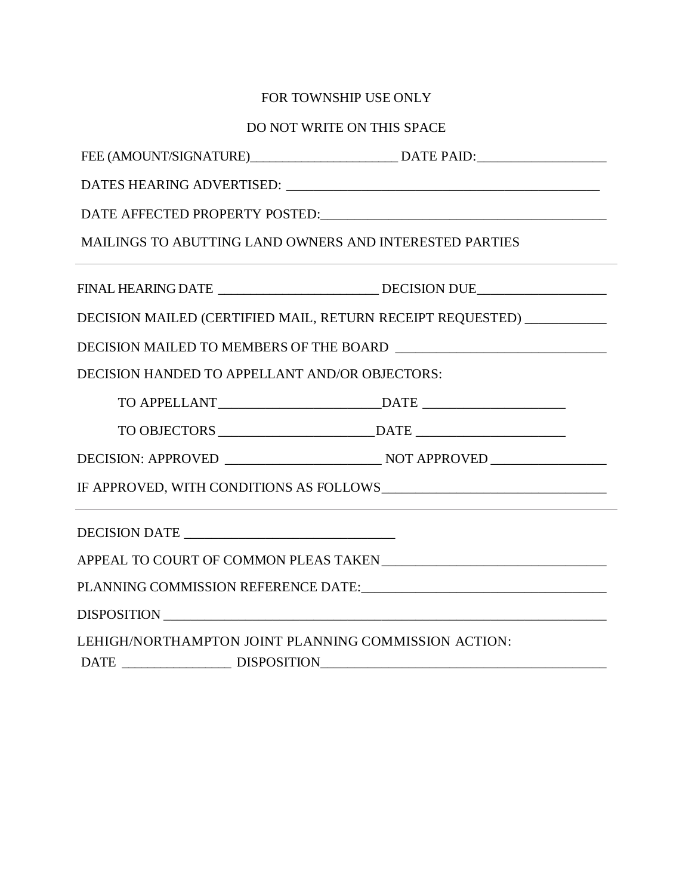FOR TOWNSHIP USE ONLY

DO NOT WRITE ON THIS SPACE

FEE (AMOUNT/SIGNATURE)______________________ DATE PAID:___________________

DATES HEARING ADVERTISED: _______________________________________________

DATE AFFECTED PROPERTY POSTED:___________________________________________

MAILINGS TO ABUTTING LAND OWNERS AND INTERESTED PARTIES

---

FINAL HEARING DATE ________________________ DECISION DUE___________________

DECISION MAILED (CERTIFIED MAIL, RETURN RECEIPT REQUESTED) ____________

DECISION MAILED TO MEMBERS OF THE BOARD ________________________________

DECISION HANDED TO APPELLANT AND/OR OBJECTORS:

TO APPELLANT________________________DATE _____________________

TO OBJECTORS _______________________DATE ______________________

DECISION: APPROVED _______________________ NOT APPROVED _________________

IF APPROVED, WITH CONDITIONS AS FOLLOWS_________________________________

---

DECISION DATE ________________________________

APPEAL TO COURT OF COMMON PLEAS TAKEN _________________________________

PLANNING COMMISSION REFERENCE DATE:____________________________________

DISPOSITION ____________________________________________________________________

LEHIGH/NORTHAMPTON JOINT PLANNING COMMISSION ACTION:

DATE ________________ DISPOSITION__________________________________________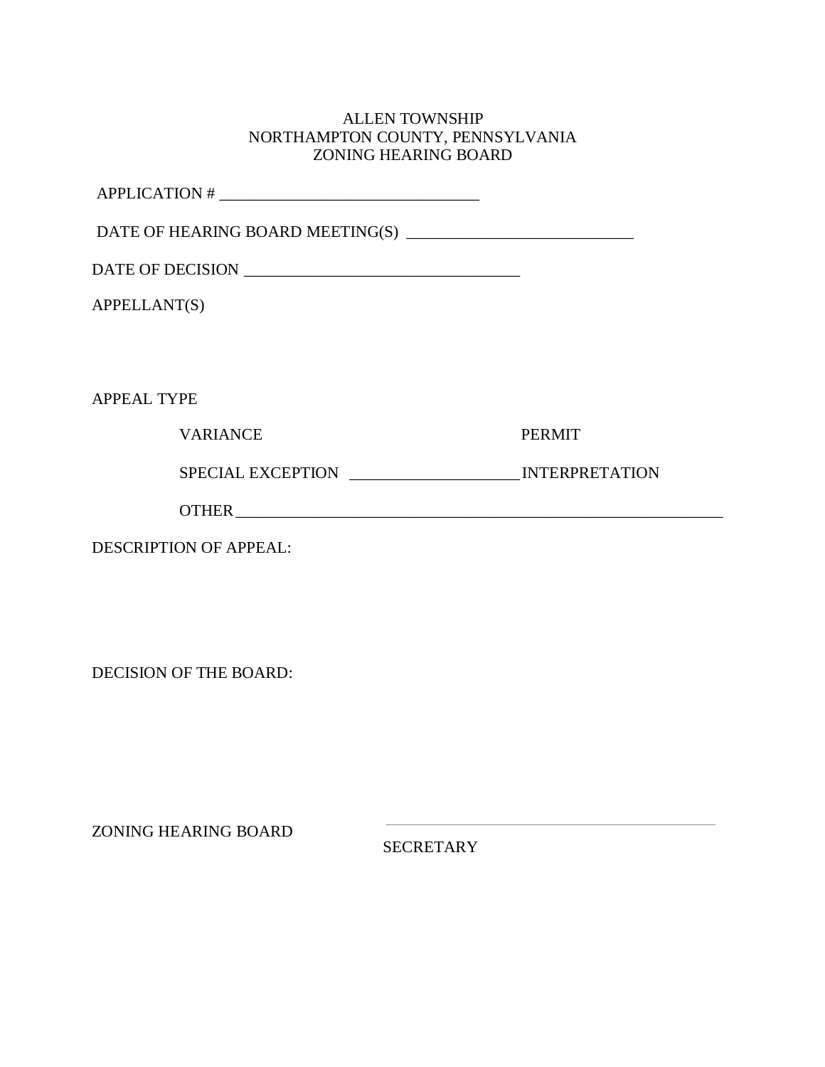ALLEN TOWNSHIP
NORTHAMPTON COUNTY, PENNSYLVANIA
ZONING HEARING BOARD

APPLICATION # ________________________________

DATE OF HEARING BOARD MEETING(S) ___________________________

DATE OF DECISION __________________________________

APPELLANT(S)

APPEAL TYPE

VARIANCE PERMIT

SPECIAL EXCEPTION _____________________ INTERPRETATION

OTHER ____________________________________________________________

DESCRIPTION OF APPEAL:

DECISION OF THE BOARD:

ZONING HEARING BOARD ________________________________________
SECRETARY